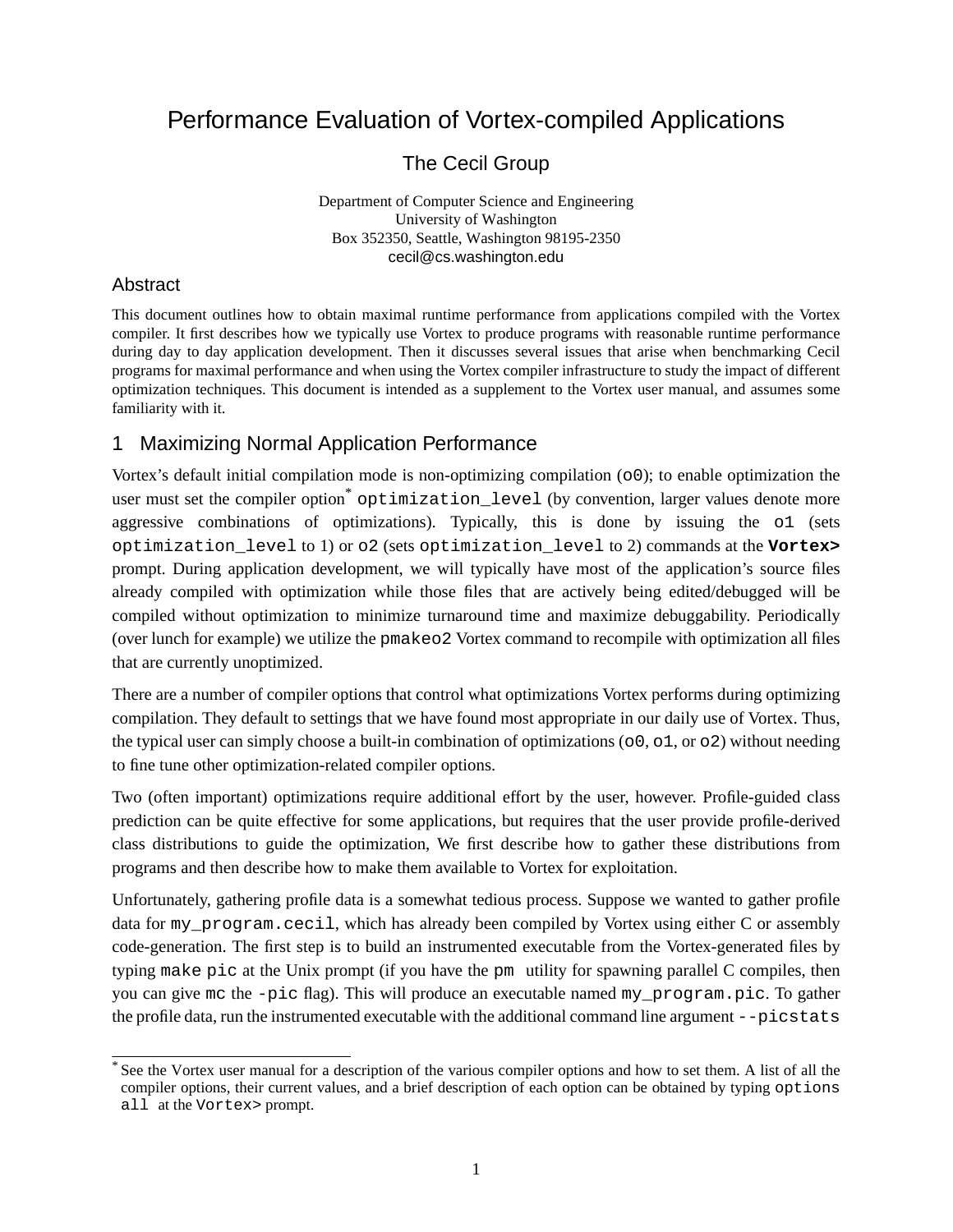# Performance Evaluation of Vortex-compiled Applications

## The Cecil Group

Department of Computer Science and Engineering
University of Washington
Box 352350, Seattle, Washington 98195-2350
cecil@cs.washington.edu

### Abstract

This document outlines how to obtain maximal runtime performance from applications compiled with the Vortex compiler. It first describes how we typically use Vortex to produce programs with reasonable runtime performance during day to day application development. Then it discusses several issues that arise when benchmarking Cecil programs for maximal performance and when using the Vortex compiler infrastructure to study the impact of different optimization techniques. This document is intended as a supplement to the Vortex user manual, and assumes some familiarity with it.

## 1 Maximizing Normal Application Performance

Vortex's default initial compilation mode is non-optimizing compilation (`o0`); to enable optimization the user must set the compiler option[*] `optimization_level` (by convention, larger values denote more aggressive combinations of optimizations). Typically, this is done by issuing the `o1` (sets `optimization_level` to 1) or `o2` (sets `optimization_level` to 2) commands at the **`Vortex>`** prompt. During application development, we will typically have most of the application's source files already compiled with optimization while those files that are actively being edited/debugged will be compiled without optimization to minimize turnaround time and maximize debuggability. Periodically (over lunch for example) we utilize the `pmakeo2` Vortex command to recompile with optimization all files that are currently unoptimized.

There are a number of compiler options that control what optimizations Vortex performs during optimizing compilation. They default to settings that we have found most appropriate in our daily use of Vortex. Thus, the typical user can simply choose a built-in combination of optimizations (`o0`, `o1`, or `o2`) without needing to fine tune other optimization-related compiler options.

Two (often important) optimizations require additional effort by the user, however. Profile-guided class prediction can be quite effective for some applications, but requires that the user provide profile-derived class distributions to guide the optimization, We first describe how to gather these distributions from programs and then describe how to make them available to Vortex for exploitation.

Unfortunately, gathering profile data is a somewhat tedious process. Suppose we wanted to gather profile data for `my_program.cecil`, which has already been compiled by Vortex using either C or assembly code-generation. The first step is to build an instrumented executable from the Vortex-generated files by typing `make pic` at the Unix prompt (if you have the `pm` utility for spawning parallel C compiles, then you can give `mc` the `-pic` flag). This will produce an executable named `my_program.pic`. To gather the profile data, run the instrumented executable with the additional command line argument `--picstats`

[*] See the Vortex user manual for a description of the various compiler options and how to set them. A list of all the compiler options, their current values, and a brief description of each option can be obtained by typing `options all` at the `Vortex>` prompt.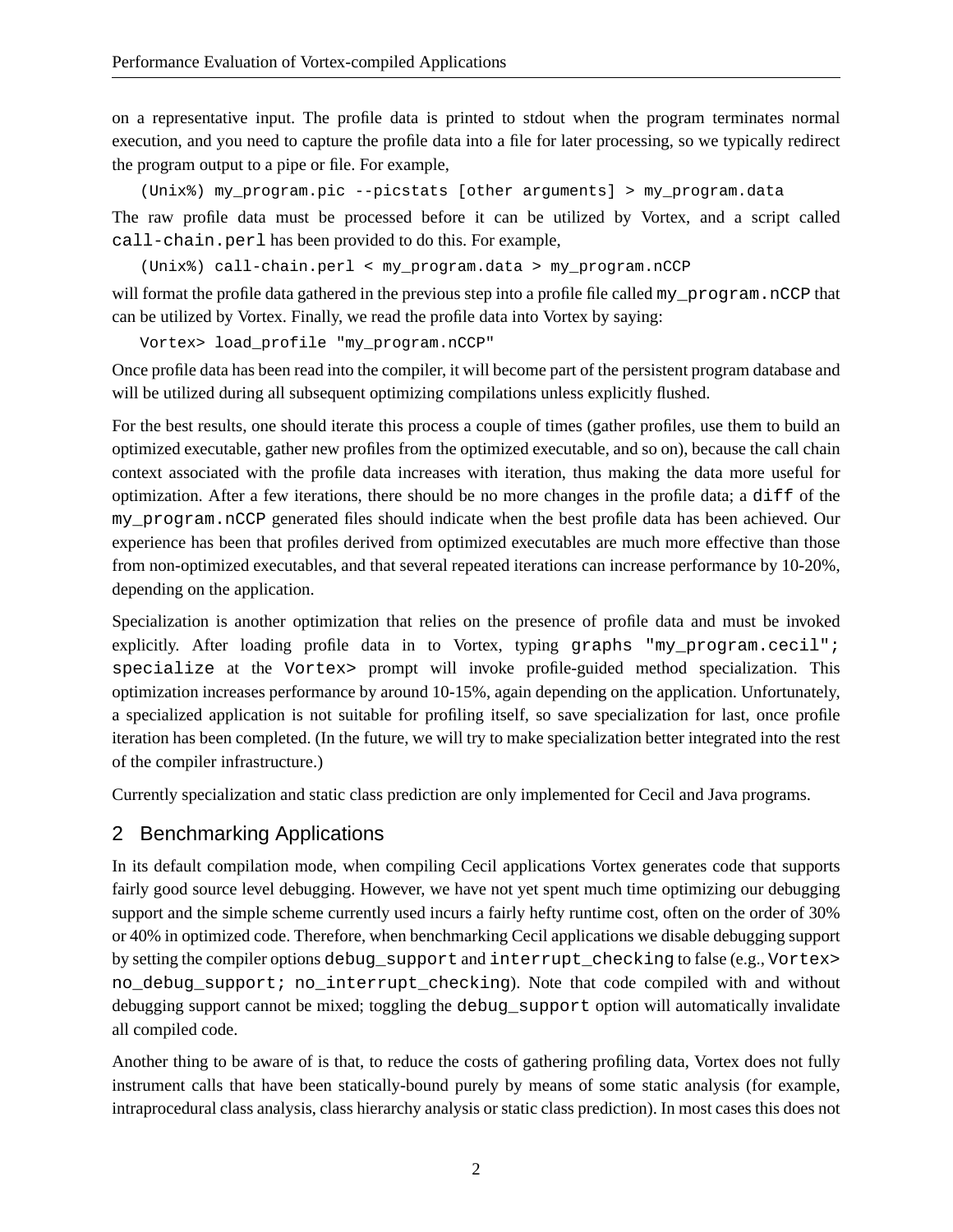on a representative input. The profile data is printed to stdout when the program terminates normal execution, and you need to capture the profile data into a file for later processing, so we typically redirect the program output to a pipe or file. For example,

```
(Unix%) my_program.pic --picstats [other arguments] > my_program.data
```

The raw profile data must be processed before it can be utilized by Vortex, and a script called `call-chain.perl` has been provided to do this. For example,

```
(Unix%) call-chain.perl < my_program.data > my_program.nCCP
```

will format the profile data gathered in the previous step into a profile file called `my_program.nCCP` that can be utilized by Vortex. Finally, we read the profile data into Vortex by saying:

```
Vortex> load_profile "my_program.nCCP"
```

Once profile data has been read into the compiler, it will become part of the persistent program database and will be utilized during all subsequent optimizing compilations unless explicitly flushed.

For the best results, one should iterate this process a couple of times (gather profiles, use them to build an optimized executable, gather new profiles from the optimized executable, and so on), because the call chain context associated with the profile data increases with iteration, thus making the data more useful for optimization. After a few iterations, there should be no more changes in the profile data; a `diff` of the `my_program.nCCP` generated files should indicate when the best profile data has been achieved. Our experience has been that profiles derived from optimized executables are much more effective than those from non-optimized executables, and that several repeated iterations can increase performance by 10-20%, depending on the application.

Specialization is another optimization that relies on the presence of profile data and must be invoked explicitly. After loading profile data in to Vortex, typing `graphs "my_program.cecil"; specialize` at the `Vortex>` prompt will invoke profile-guided method specialization. This optimization increases performance by around 10-15%, again depending on the application. Unfortunately, a specialized application is not suitable for profiling itself, so save specialization for last, once profile iteration has been completed. (In the future, we will try to make specialization better integrated into the rest of the compiler infrastructure.)

Currently specialization and static class prediction are only implemented for Cecil and Java programs.

## 2 Benchmarking Applications

In its default compilation mode, when compiling Cecil applications Vortex generates code that supports fairly good source level debugging. However, we have not yet spent much time optimizing our debugging support and the simple scheme currently used incurs a fairly hefty runtime cost, often on the order of 30% or 40% in optimized code. Therefore, when benchmarking Cecil applications we disable debugging support by setting the compiler options `debug_support` and `interrupt_checking` to false (e.g., `Vortex> no_debug_support; no_interrupt_checking`). Note that code compiled with and without debugging support cannot be mixed; toggling the `debug_support` option will automatically invalidate all compiled code.

Another thing to be aware of is that, to reduce the costs of gathering profiling data, Vortex does not fully instrument calls that have been statically-bound purely by means of some static analysis (for example, intraprocedural class analysis, class hierarchy analysis or static class prediction). In most cases this does not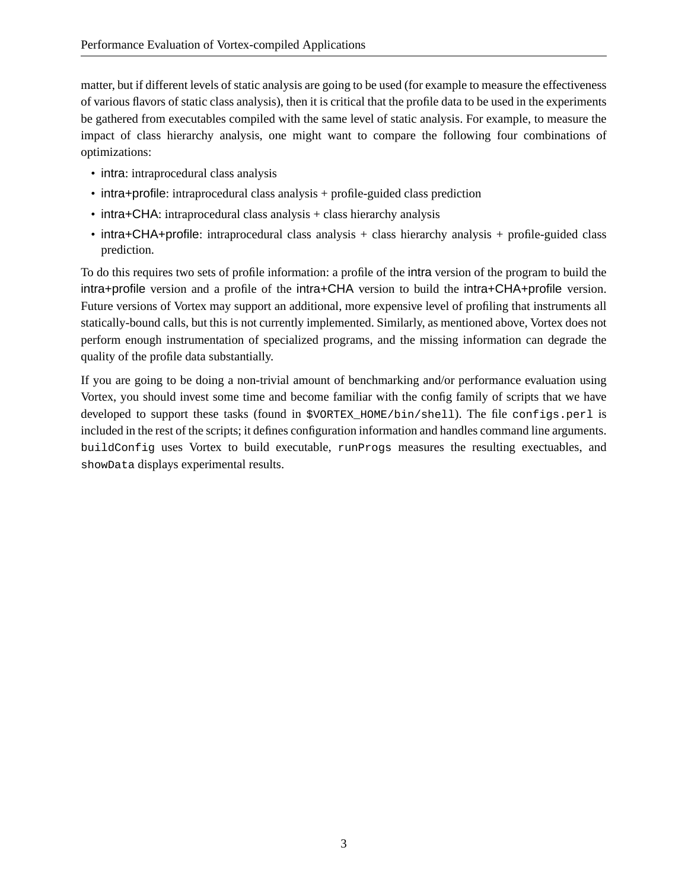matter, but if different levels of static analysis are going to be used (for example to measure the effectiveness of various flavors of static class analysis), then it is critical that the profile data to be used in the experiments be gathered from executables compiled with the same level of static analysis. For example, to measure the impact of class hierarchy analysis, one might want to compare the following four combinations of optimizations:

- intra: intraprocedural class analysis
- intra+profile: intraprocedural class analysis + profile-guided class prediction
- intra+CHA: intraprocedural class analysis + class hierarchy analysis
- intra+CHA+profile: intraprocedural class analysis + class hierarchy analysis + profile-guided class prediction.

To do this requires two sets of profile information: a profile of the intra version of the program to build the intra+profile version and a profile of the intra+CHA version to build the intra+CHA+profile version. Future versions of Vortex may support an additional, more expensive level of profiling that instruments all statically-bound calls, but this is not currently implemented. Similarly, as mentioned above, Vortex does not perform enough instrumentation of specialized programs, and the missing information can degrade the quality of the profile data substantially.

If you are going to be doing a non-trivial amount of benchmarking and/or performance evaluation using Vortex, you should invest some time and become familiar with the config family of scripts that we have developed to support these tasks (found in `$VORTEX_HOME/bin/shell`). The file `configs.perl` is included in the rest of the scripts; it defines configuration information and handles command line arguments. `buildConfig` uses Vortex to build executable, `runProgs` measures the resulting exectuables, and `showData` displays experimental results.